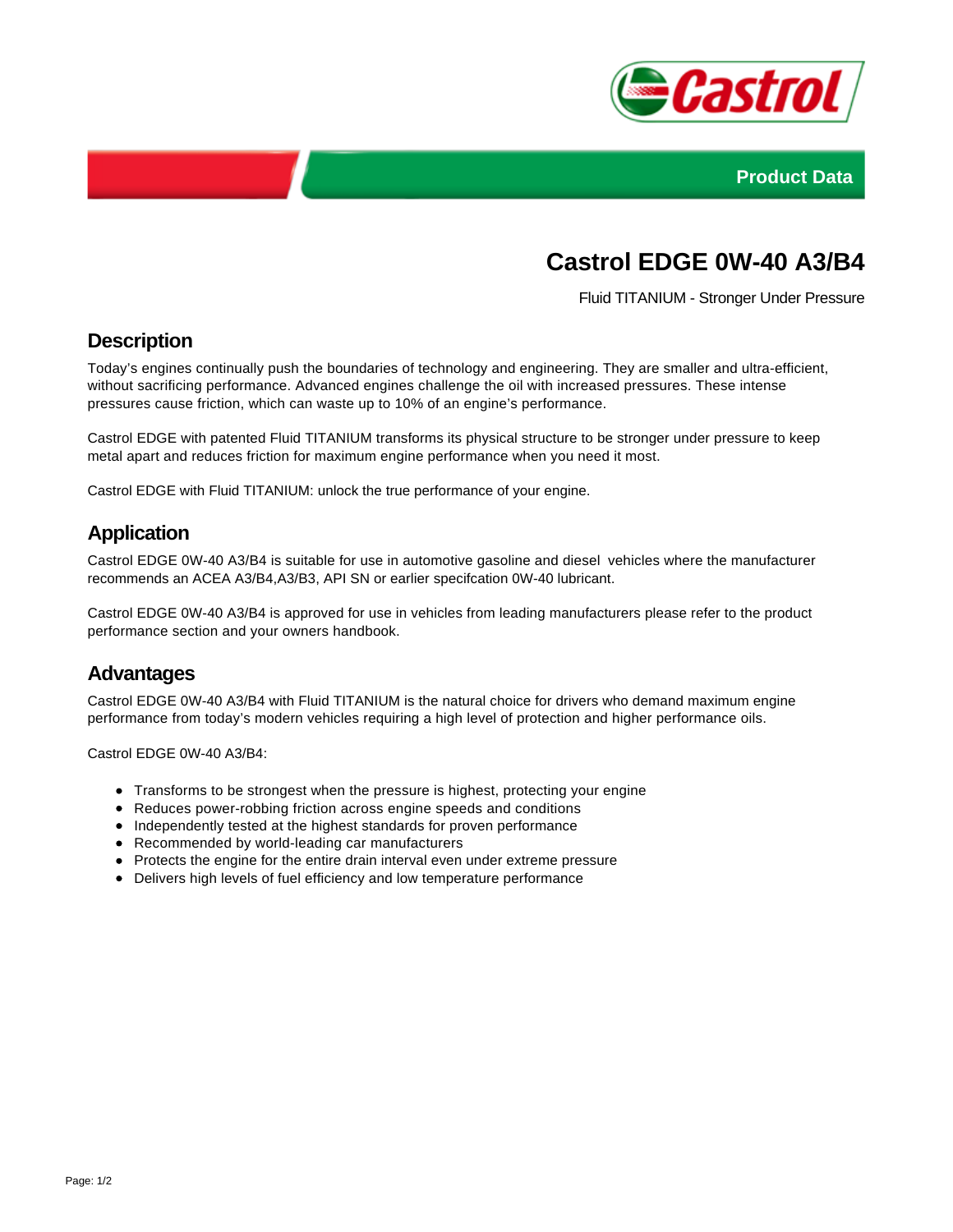Product Data

# Castrol EDGE 0W-40 A3/B4

Fluid TITANIUM - Stronger Under Pressure

## Description

Today's engines continually push the boundaries of technology and engineering. They are smaller and ultra-efficient, without sacrificing performance. Advanced engines challenge the oil with increased pressures. These intense pressures cause friction, which can waste up to 10% of an engine's performance.

Castrol EDGE with patented Fluid TITANIUM transforms its physical structure to be stronger under pressure to keep metal apart and reduces friction for maximum engine performance when you need it most.

Castrol EDGE with Fluid TITANIUM: unlock the true performance of your engine.

## Application

Castrol EDGE 0W-40 A3/B4 is suitable for use in automotive gasoline and diesel vehicles where the manufacturer recommends an ACEA A3/B4,A3/B3, API SN or earlier specifcation 0W-40 lubricant.

Castrol EDGE 0W-40 A3/B4 is approved for use in vehicles from leading manufacturers please refer to the product performance section and your owners handbook.

## Advantages

Castrol EDGE 0W-40 A3/B4 with Fluid TITANIUM is the natural choice for drivers who demand maximum engine performance from today's modern vehicles requiring a high level of protection and higher performance oils.

Castrol EDGE 0W-40 A3/B4:

- Transforms to be strongest when the pressure is highest, protecting your engine
- Reduces power-robbing friction across engine speeds and conditions
- Independently tested at the highest standards for proven performance
- Recommended by world-leading car manufacturers
- Protects the engine for the entire drain interval even under extreme pressure
- Delivers high levels of fuel efficiency and low temperature performance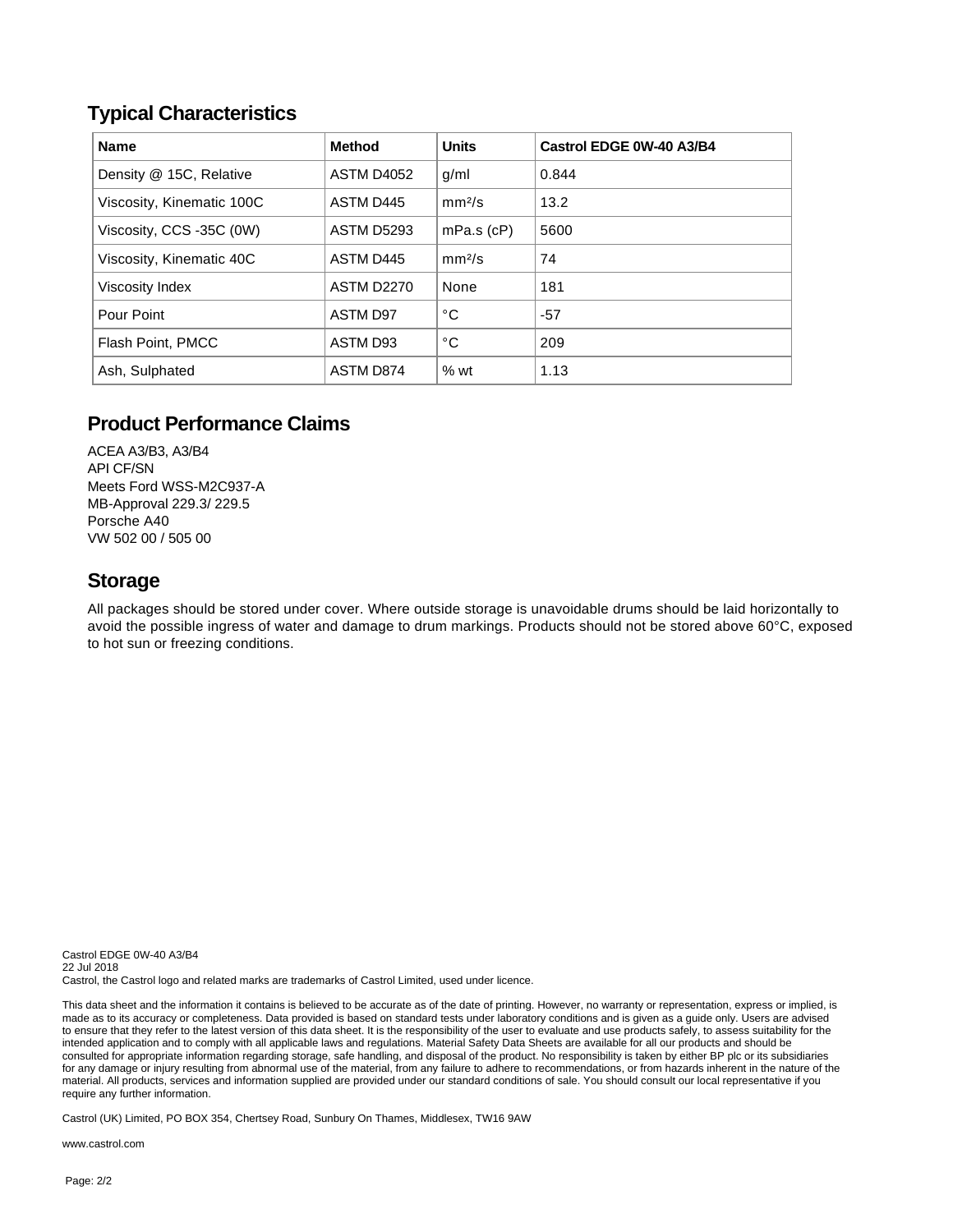## Typical Characteristics

| Name | Method | Units | Castrol EDGE 0W-40 A3/B4 |
|---|---|---|---|
| Density @ 15C, Relative | ASTM D4052 | g/ml | 0.844 |
| Viscosity, Kinematic 100C | ASTM D445 | $mm^2/s$ | 13.2 |
| Viscosity, CCS -35C (0W) | ASTM D5293 | mPa.s (cP) | 5600 |
| Viscosity, Kinematic 40C | ASTM D445 | $mm^2/s$ | 74 |
| Viscosity Index | ASTM D2270 | None | 181 |
| Pour Point | ASTM D97 | °C | -57 |
| Flash Point, PMCC | ASTM D93 | °C | 209 |
| Ash, Sulphated | ASTM D874 | % wt | 1.13 |

## Product Performance Claims

ACEA A3/B3, A3/B4
API CF/SN
Meets Ford WSS-M2C937-A
MB-Approval 229.3/ 229.5
Porsche A40
VW 502 00 / 505 00

## Storage

All packages should be stored under cover. Where outside storage is unavoidable drums should be laid horizontally to avoid the possible ingress of water and damage to drum markings. Products should not be stored above 60°C, exposed to hot sun or freezing conditions.

Castrol EDGE 0W-40 A3/B4
22 Jul 2018
Castrol, the Castrol logo and related marks are trademarks of Castrol Limited, used under licence.

This data sheet and the information it contains is believed to be accurate as of the date of printing. However, no warranty or representation, express or implied, is made as to its accuracy or completeness. Data provided is based on standard tests under laboratory conditions and is given as a guide only. Users are advised to ensure that they refer to the latest version of this data sheet. It is the responsibility of the user to evaluate and use products safely, to assess suitability for the intended application and to comply with all applicable laws and regulations. Material Safety Data Sheets are available for all our products and should be consulted for appropriate information regarding storage, safe handling, and disposal of the product. No responsibility is taken by either BP plc or its subsidiaries for any damage or injury resulting from abnormal use of the material, from any failure to adhere to recommendations, or from hazards inherent in the nature of the material. All products, services and information supplied are provided under our standard conditions of sale. You should consult our local representative if you require any further information.

Castrol (UK) Limited, PO BOX 354, Chertsey Road, Sunbury On Thames, Middlesex, TW16 9AW

www.castrol.com